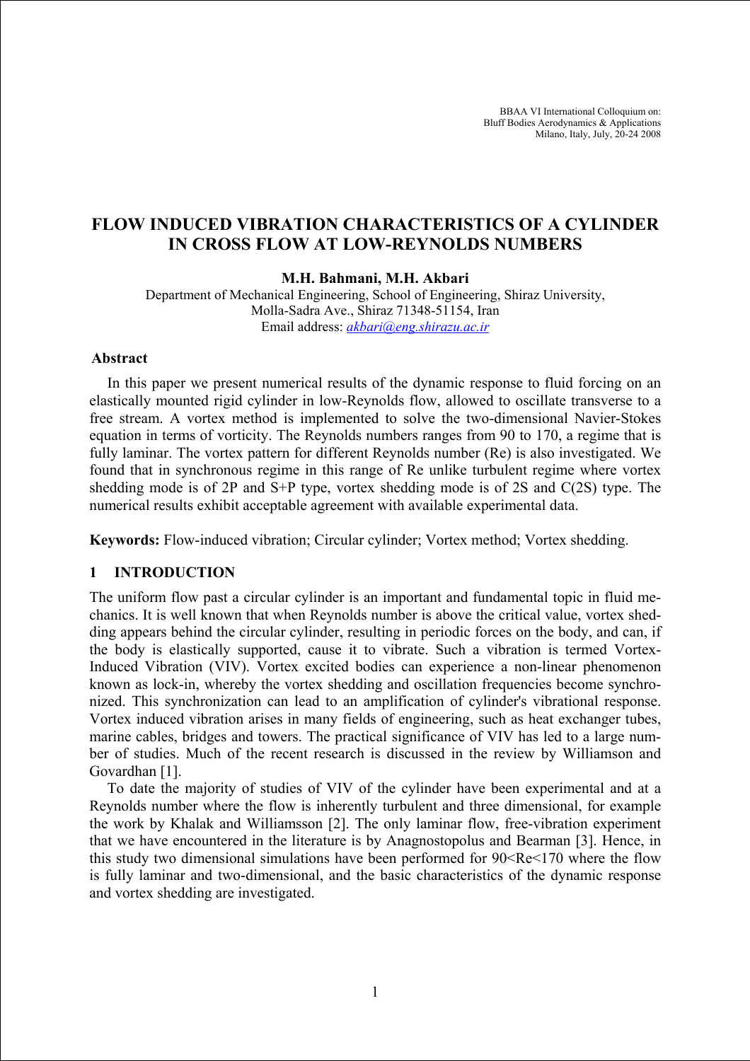BBAA VI International Colloquium on:
Bluff Bodies Aerodynamics & Applications
Milano, Italy, July, 20-24 2008

# FLOW INDUCED VIBRATION CHARACTERISTICS OF A CYLINDER IN CROSS FLOW AT LOW-REYNOLDS NUMBERS

**M.H. Bahmani, M.H. Akbari**

Department of Mechanical Engineering, School of Engineering, Shiraz University, Molla-Sadra Ave., Shiraz 71348-51154, Iran
Email address: *akbari@eng.shirazu.ac.ir*

## Abstract

In this paper we present numerical results of the dynamic response to fluid forcing on an elastically mounted rigid cylinder in low-Reynolds flow, allowed to oscillate transverse to a free stream. A vortex method is implemented to solve the two-dimensional Navier-Stokes equation in terms of vorticity. The Reynolds numbers ranges from 90 to 170, a regime that is fully laminar. The vortex pattern for different Reynolds number (Re) is also investigated. We found that in synchronous regime in this range of Re unlike turbulent regime where vortex shedding mode is of 2P and S+P type, vortex shedding mode is of 2S and C(2S) type. The numerical results exhibit acceptable agreement with available experimental data.

**Keywords:** Flow-induced vibration; Circular cylinder; Vortex method; Vortex shedding.

## 1 INTRODUCTION

The uniform flow past a circular cylinder is an important and fundamental topic in fluid mechanics. It is well known that when Reynolds number is above the critical value, vortex shedding appears behind the circular cylinder, resulting in periodic forces on the body, and can, if the body is elastically supported, cause it to vibrate. Such a vibration is termed Vortex-Induced Vibration (VIV). Vortex excited bodies can experience a non-linear phenomenon known as lock-in, whereby the vortex shedding and oscillation frequencies become synchronized. This synchronization can lead to an amplification of cylinder's vibrational response. Vortex induced vibration arises in many fields of engineering, such as heat exchanger tubes, marine cables, bridges and towers. The practical significance of VIV has led to a large number of studies. Much of the recent research is discussed in the review by Williamson and Govardhan [1].

To date the majority of studies of VIV of the cylinder have been experimental and at a Reynolds number where the flow is inherently turbulent and three dimensional, for example the work by Khalak and Williamsson [2]. The only laminar flow, free-vibration experiment that we have encountered in the literature is by Anagnostopolus and Bearman [3]. Hence, in this study two dimensional simulations have been performed for $90<Re<170$ where the flow is fully laminar and two-dimensional, and the basic characteristics of the dynamic response and vortex shedding are investigated.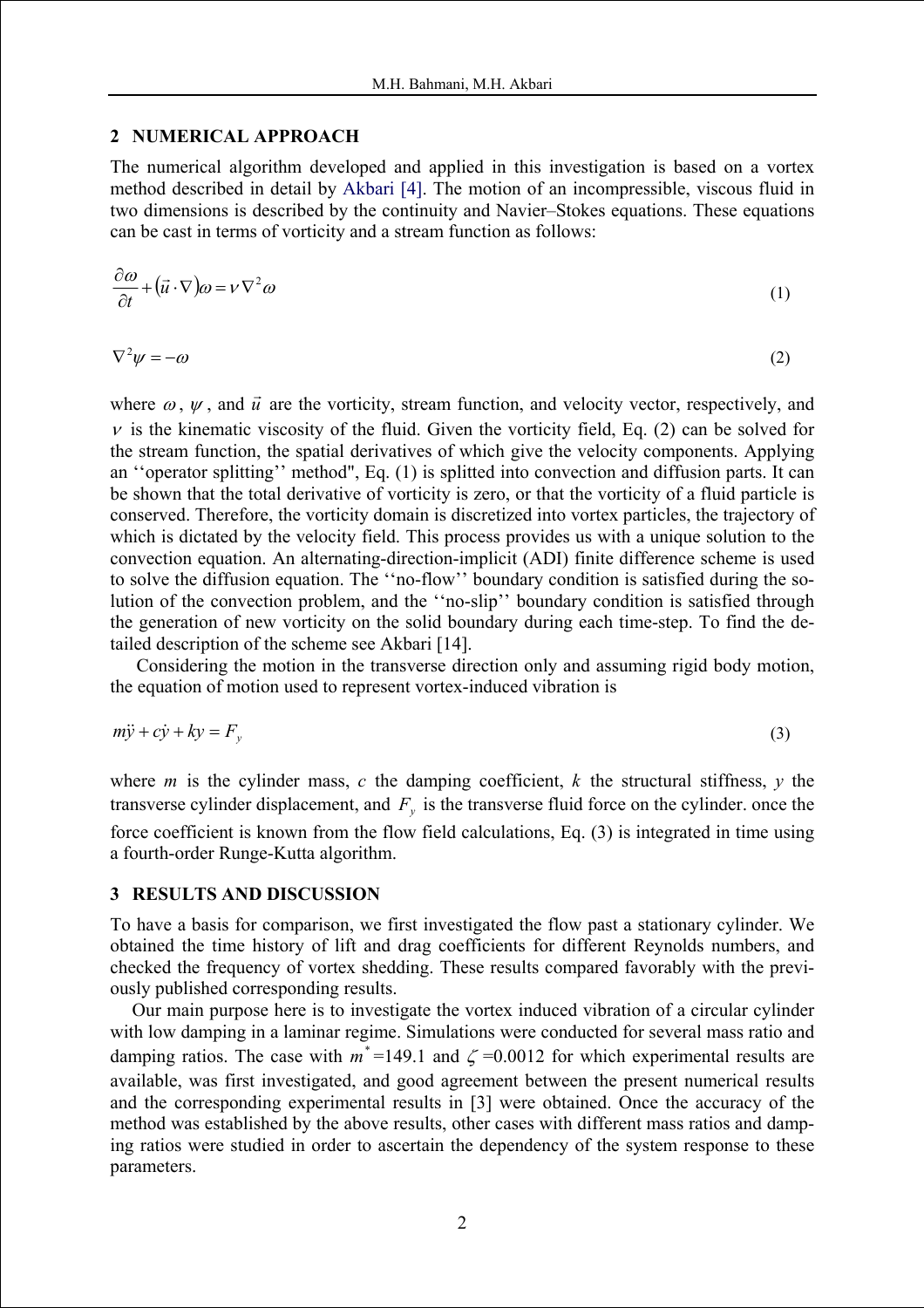## 2 NUMERICAL APPROACH

The numerical algorithm developed and applied in this investigation is based on a vortex method described in detail by Akbari [4]. The motion of an incompressible, viscous fluid in two dimensions is described by the continuity and Navier–Stokes equations. These equations can be cast in terms of vorticity and a stream function as follows:

$$\frac{\partial \omega}{\partial t} + (\vec{u} \cdot \nabla)\omega = \nu \nabla^2 \omega \tag{1}$$

$$\nabla^2 \psi = -\omega \tag{2}$$

where $\omega$, $\psi$, and $\vec{u}$ are the vorticity, stream function, and velocity vector, respectively, and $\nu$ is the kinematic viscosity of the fluid. Given the vorticity field, Eq. (2) can be solved for the stream function, the spatial derivatives of which give the velocity components. Applying an ''operator splitting'' method", Eq. (1) is splitted into convection and diffusion parts. It can be shown that the total derivative of vorticity is zero, or that the vorticity of a fluid particle is conserved. Therefore, the vorticity domain is discretized into vortex particles, the trajectory of which is dictated by the velocity field. This process provides us with a unique solution to the convection equation. An alternating-direction-implicit (ADI) finite difference scheme is used to solve the diffusion equation. The ''no-flow'' boundary condition is satisfied during the solution of the convection problem, and the ''no-slip'' boundary condition is satisfied through the generation of new vorticity on the solid boundary during each time-step. To find the detailed description of the scheme see Akbari [14].

Considering the motion in the transverse direction only and assuming rigid body motion, the equation of motion used to represent vortex-induced vibration is

$$m\ddot{y} + c\dot{y} + ky = F_y \tag{3}$$

where $m$ is the cylinder mass, $c$ the damping coefficient, $k$ the structural stiffness, $y$ the transverse cylinder displacement, and $F_y$ is the transverse fluid force on the cylinder. once the force coefficient is known from the flow field calculations, Eq. (3) is integrated in time using a fourth-order Runge-Kutta algorithm.

## 3 RESULTS AND DISCUSSION

To have a basis for comparison, we first investigated the flow past a stationary cylinder. We obtained the time history of lift and drag coefficients for different Reynolds numbers, and checked the frequency of vortex shedding. These results compared favorably with the previously published corresponding results.

Our main purpose here is to investigate the vortex induced vibration of a circular cylinder with low damping in a laminar regime. Simulations were conducted for several mass ratio and damping ratios. The case with $m^*$=149.1 and $\zeta$=0.0012 for which experimental results are available, was first investigated, and good agreement between the present numerical results and the corresponding experimental results in [3] were obtained. Once the accuracy of the method was established by the above results, other cases with different mass ratios and damping ratios were studied in order to ascertain the dependency of the system response to these parameters.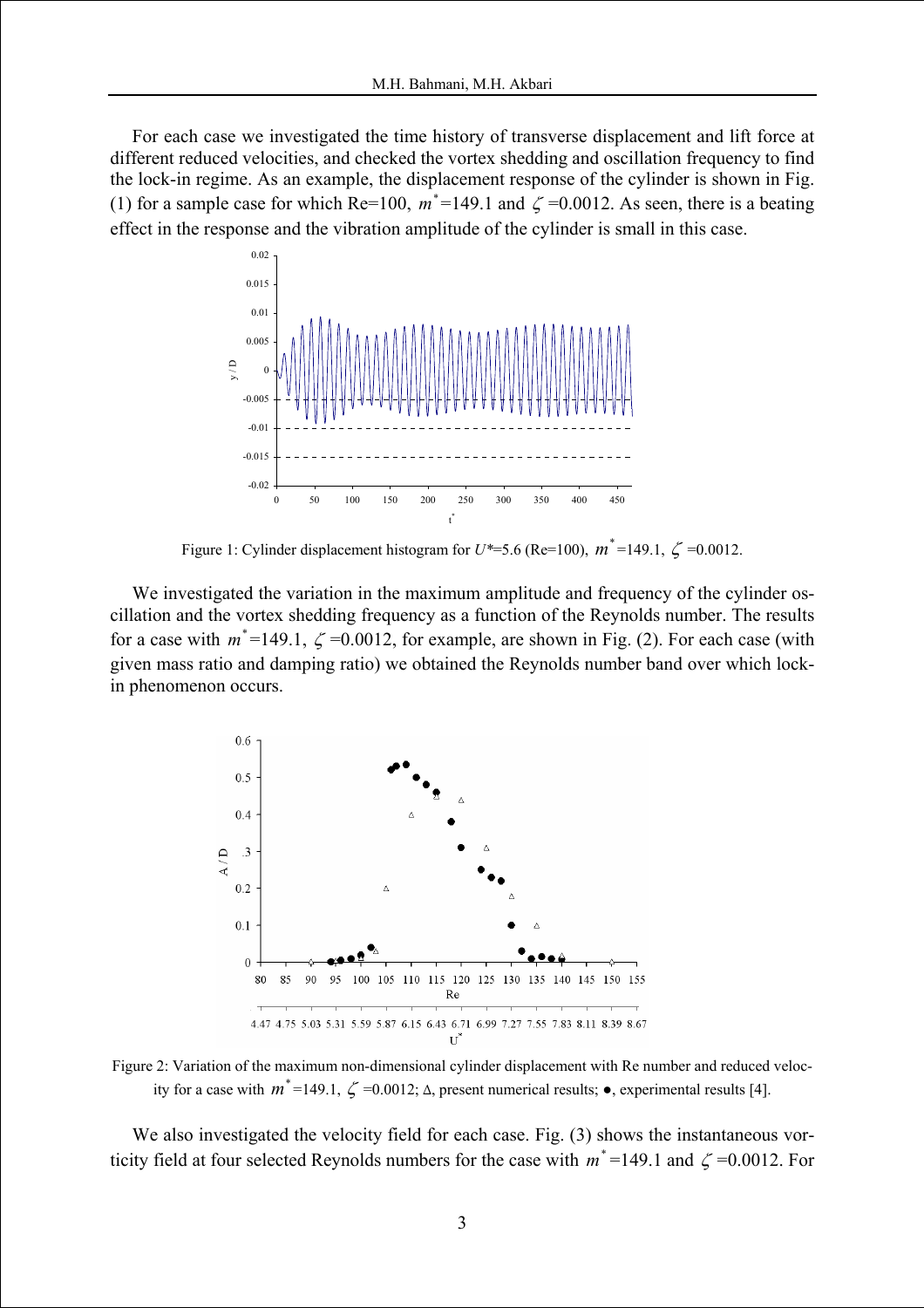For each case we investigated the time history of transverse displacement and lift force at different reduced velocities, and checked the vortex shedding and oscillation frequency to find the lock-in regime. As an example, the displacement response of the cylinder is shown in Fig. (1) for a sample case for which Re=100, $m^*$=149.1 and $\zeta$=0.0012. As seen, there is a beating effect in the response and the vibration amplitude of the cylinder is small in this case.

0.02
0.015
0.01
0.005
0
-0.005
-0.01
-0.015
-0.02
y / D
0 50 100 150 200 250 300 350 400 450
$t^*$

Figure 1: Cylinder displacement histogram for $U^*$=5.6 (Re=100), $m^*$=149.1, $\zeta$=0.0012.

We investigated the variation in the maximum amplitude and frequency of the cylinder oscillation and the vortex shedding frequency as a function of the Reynolds number. The results for a case with $m^*$=149.1, $\zeta$=0.0012, for example, are shown in Fig. (2). For each case (with given mass ratio and damping ratio) we obtained the Reynolds number band over which lock-in phenomenon occurs.

0.6
0.5
0.4
.3
0.2
0.1
0
A / D
80 85 90 95 100 105 110 115 120 125 130 135 140 145 150 155
Re
4.47 4.75 5.03 5.31 5.59 5.87 6.15 6.43 6.71 6.99 7.27 7.55 7.83 8.11 8.39 8.67
$U^*$

Figure 2: Variation of the maximum non-dimensional cylinder displacement with Re number and reduced velocity for a case with $m^*$=149.1, $\zeta$=0.0012; Δ, present numerical results; ●, experimental results [4].

We also investigated the velocity field for each case. Fig. (3) shows the instantaneous vorticity field at four selected Reynolds numbers for the case with $m^*$=149.1 and $\zeta$=0.0012. For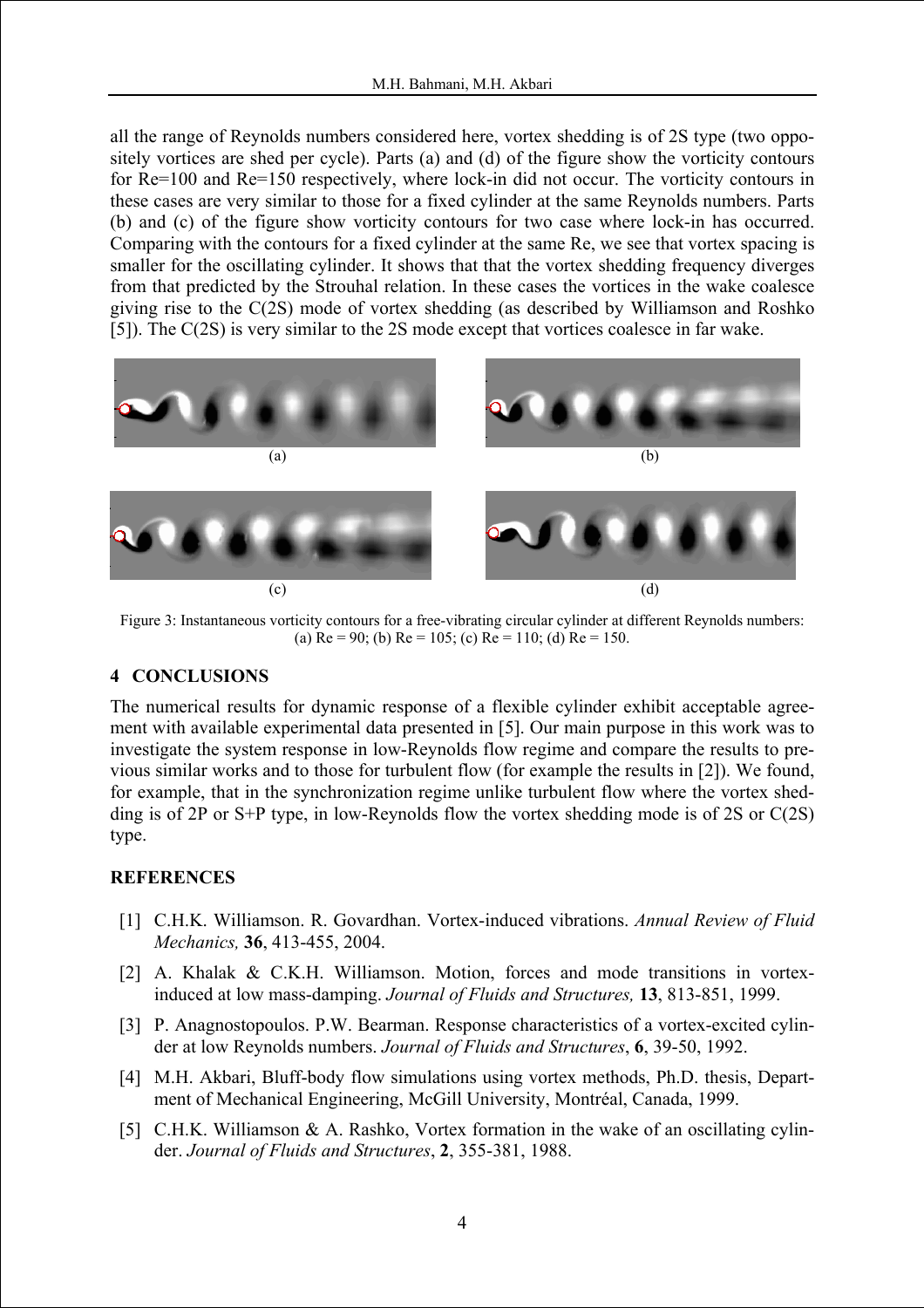all the range of Reynolds numbers considered here, vortex shedding is of 2S type (two oppositely vortices are shed per cycle). Parts (a) and (d) of the figure show the vorticity contours for Re=100 and Re=150 respectively, where lock-in did not occur. The vorticity contours in these cases are very similar to those for a fixed cylinder at the same Reynolds numbers. Parts (b) and (c) of the figure show vorticity contours for two case where lock-in has occurred. Comparing with the contours for a fixed cylinder at the same Re, we see that vortex spacing is smaller for the oscillating cylinder. It shows that that the vortex shedding frequency diverges from that predicted by the Strouhal relation. In these cases the vortices in the wake coalesce giving rise to the C(2S) mode of vortex shedding (as described by Williamson and Roshko [5]). The C(2S) is very similar to the 2S mode except that vortices coalesce in far wake.

(a)

(b)

(c)

(d)

Figure 3: Instantaneous vorticity contours for a free-vibrating circular cylinder at different Reynolds numbers: (a) Re = 90; (b) Re = 105; (c) Re = 110; (d) Re = 150.

## 4 CONCLUSIONS

The numerical results for dynamic response of a flexible cylinder exhibit acceptable agreement with available experimental data presented in [5]. Our main purpose in this work was to investigate the system response in low-Reynolds flow regime and compare the results to previous similar works and to those for turbulent flow (for example the results in [2]). We found, for example, that in the synchronization regime unlike turbulent flow where the vortex shedding is of 2P or S+P type, in low-Reynolds flow the vortex shedding mode is of 2S or C(2S) type.

## REFERENCES

[1] C.H.K. Williamson. R. Govardhan. Vortex-induced vibrations. *Annual Review of Fluid Mechanics,* **36**, 413-455, 2004.

[2] A. Khalak & C.K.H. Williamson. Motion, forces and mode transitions in vortex-induced at low mass-damping. *Journal of Fluids and Structures,* **13**, 813-851, 1999.

[3] P. Anagnostopoulos. P.W. Bearman. Response characteristics of a vortex-excited cylinder at low Reynolds numbers. *Journal of Fluids and Structures*, **6**, 39-50, 1992.

[4] M.H. Akbari, Bluff-body flow simulations using vortex methods, Ph.D. thesis, Department of Mechanical Engineering, McGill University, Montréal, Canada, 1999.

[5] C.H.K. Williamson & A. Rashko, Vortex formation in the wake of an oscillating cylinder. *Journal of Fluids and Structures*, **2**, 355-381, 1988.